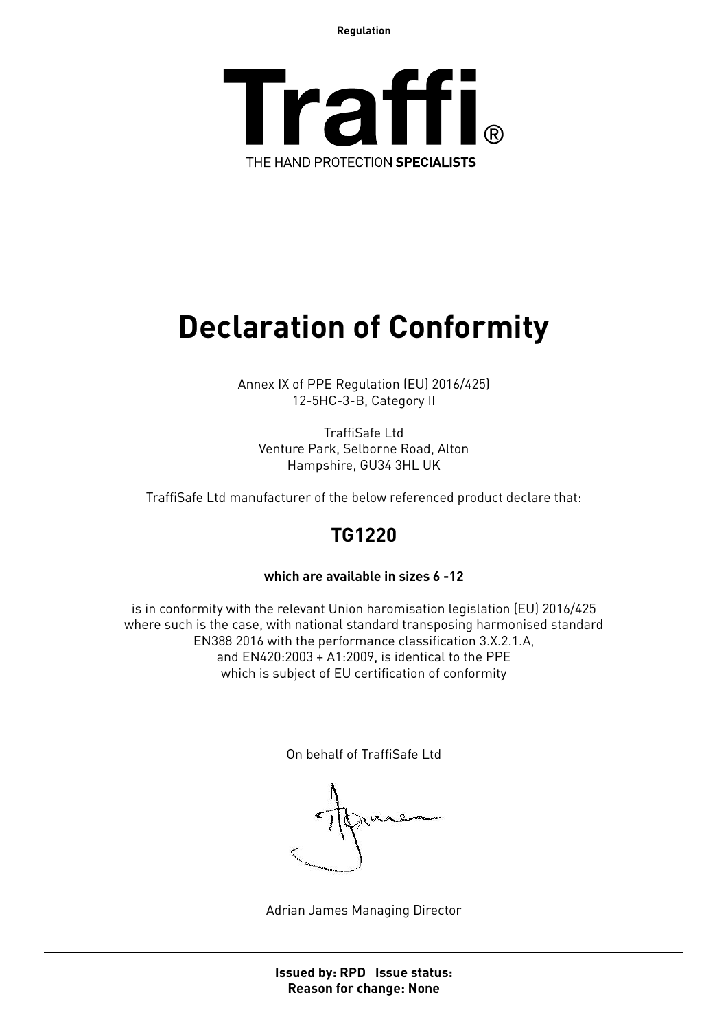**Regulation**

**Traffi**®
THE HAND PROTECTION **SPECIALISTS**

# Declaration of Conformity

Annex IX of PPE Regulation (EU) 2016/425)
12-5HC-3-B, Category II

TraffiSafe Ltd
Venture Park, Selborne Road, Alton
Hampshire, GU34 3HL UK

TraffiSafe Ltd manufacturer of the below referenced product declare that:

## TG1220

**which are available in sizes 6 -12**

is in conformity with the relevant Union haromisation legislation (EU) 2016/425
where such is the case, with national standard transposing harmonised standard
EN388 2016 with the performance classification 3.X.2.1.A,
and EN420:2003 + A1:2009, is identical to the PPE
which is subject of EU certification of conformity

On behalf of TraffiSafe Ltd

Adrian James Managing Director

---

**Issued by: RPD Issue status:**
**Reason for change: None**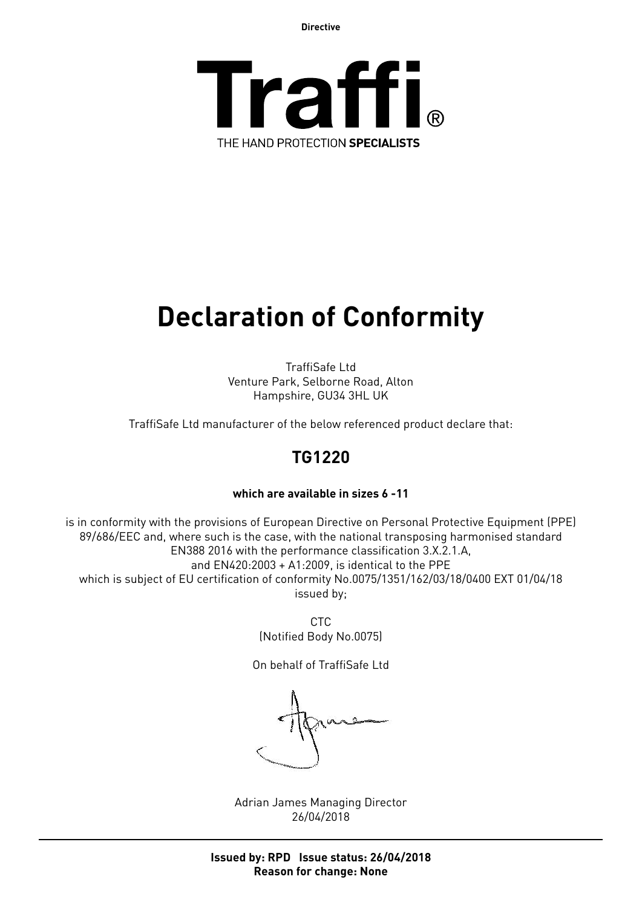Directive

**Traffi®**

THE HAND PROTECTION **SPECIALISTS**

# Declaration of Conformity

TraffiSafe Ltd
Venture Park, Selborne Road, Alton
Hampshire, GU34 3HL UK

TraffiSafe Ltd manufacturer of the below referenced product declare that:

## TG1220

**which are available in sizes 6 -11**

is in conformity with the provisions of European Directive on Personal Protective Equipment (PPE) 89/686/EEC and, where such is the case, with the national transposing harmonised standard EN388 2016 with the performance classification 3.X.2.1.A, and EN420:2003 + A1:2009, is identical to the PPE which is subject of EU certification of conformity No.0075/1351/162/03/18/0400 EXT 01/04/18 issued by;

CTC
(Notified Body No.0075)

On behalf of TraffiSafe Ltd

Adrian James Managing Director
26/04/2018

---

**Issued by: RPD Issue status: 26/04/2018**
**Reason for change: None**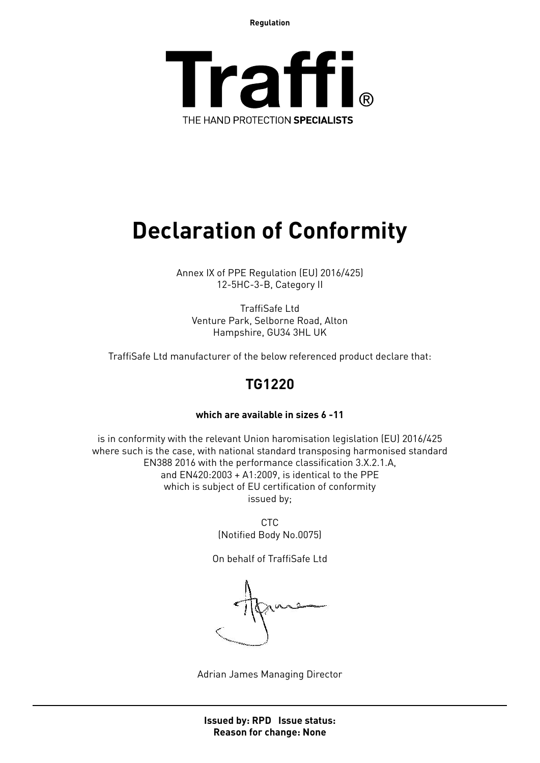**Regulation**

Traffi®

THE HAND PROTECTION **SPECIALISTS**

# Declaration of Conformity

Annex IX of PPE Regulation (EU) 2016/425)
12-5HC-3-B, Category II

TraffiSafe Ltd
Venture Park, Selborne Road, Alton
Hampshire, GU34 3HL UK

TraffiSafe Ltd manufacturer of the below referenced product declare that:

## TG1220

**which are available in sizes 6 -11**

is in conformity with the relevant Union haromisation legislation (EU) 2016/425
where such is the case, with national standard transposing harmonised standard
EN388 2016 with the performance classification 3.X.2.1.A,
and EN420:2003 + A1:2009, is identical to the PPE
which is subject of EU certification of conformity
issued by;

CTC
(Notified Body No.0075)

On behalf of TraffiSafe Ltd

Adrian James Managing Director

---

**Issued by: RPD Issue status:**
**Reason for change: None**